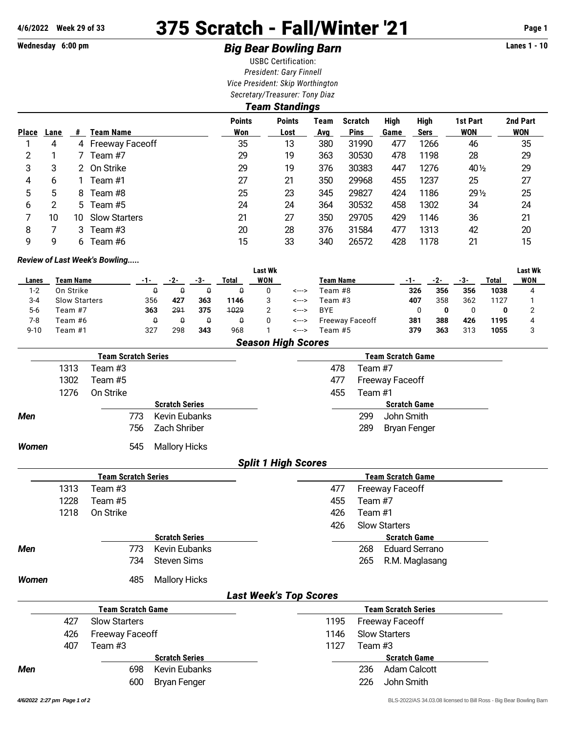**4/6/2022 Week 29 of 33**

# 375 Scratch - Fall/Winter '21

**Wednesday 6:00 pm**

## *Big Bear Bowling Barn*

**Lanes 1 - 10**

USBC Certification:
*President: Gary Finnell*
*Vice President: Skip Worthington*
*Secretary/Treasurer: Tony Diaz*

### *Team Standings*

| Place | Lane | # | Team Name | Points Won | Points Lost | Team Avg | Scratch Pins | High Game | High Sers | 1st Part WON | 2nd Part WON |
|---|---|---|---|---|---|---|---|---|---|---|---|
| 1 | 4 | 4 | Freeway Faceoff | 35 | 13 | 380 | 31990 | 477 | 1266 | 46 | 35 |
| 2 | 1 | 7 | Team #7 | 29 | 19 | 363 | 30530 | 478 | 1198 | 28 | 29 |
| 3 | 3 | 2 | On Strike | 29 | 19 | 376 | 30383 | 447 | 1276 | 40½ | 29 |
| 4 | 6 | 1 | Team #1 | 27 | 21 | 350 | 29968 | 455 | 1237 | 25 | 27 |
| 5 | 5 | 8 | Team #8 | 25 | 23 | 345 | 29827 | 424 | 1186 | 29½ | 25 |
| 6 | 2 | 5 | Team #5 | 24 | 24 | 364 | 30532 | 458 | 1302 | 34 | 24 |
| 7 | 10 | 10 | Slow Starters | 21 | 27 | 350 | 29705 | 429 | 1146 | 36 | 21 |
| 8 | 7 | 3 | Team #3 | 20 | 28 | 376 | 31584 | 477 | 1313 | 42 | 20 |
| 9 | 9 | 6 | Team #6 | 15 | 33 | 340 | 26572 | 428 | 1178 | 21 | 15 |

### *Review of Last Week's Bowling.....*

| Lanes | Team Name | -1- | -2- | -3- | Total | Last Wk WON | | Team Name | -1- | -2- | -3- | Total | Last Wk WON |
|---|---|---|---|---|---|---|---|---|---|---|---|---|---|
| 1-2 | On Strike | ~~0~~ | ~~0~~ | ~~0~~ | ~~0~~ | 0 | <---> | Team #8 | **326** | **356** | **356** | **1038** | 4 |
| 3-4 | Slow Starters | 356 | **427** | **363** | **1146** | 3 | <---> | Team #3 | **407** | 358 | 362 | 1127 | 1 |
| 5-6 | Team #7 | **363** | ~~291~~ | **375** | ~~1029~~ | 2 | <---> | BYE | 0 | **0** | 0 | **0** | 2 |
| 7-8 | Team #6 | ~~0~~ | ~~0~~ | ~~0~~ | ~~0~~ | 0 | <---> | Freeway Faceoff | 381 | 388 | **426** | **1195** | 4 |
| 9-10 | Team #1 | 327 | 298 | **343** | 968 | 1 | <---> | Team #5 | **379** | **363** | 313 | **1055** | 3 |

### *Season High Scores*

| Team Scratch Series | | Team Scratch Game | |
|---|---|---|---|
| 1313 | Team #3 | 478 | Team #7 |
| 1302 | Team #5 | 477 | Freeway Faceoff |
| 1276 | On Strike | 455 | Team #1 |

| | Scratch Series | | Scratch Game | |
|---|---|---|---|---|
| *Men* | 773 | Kevin Eubanks | 299 | John Smith |
| | 756 | Zach Shriber | 289 | Bryan Fenger |
| *Women* | 545 | Mallory Hicks | | |

### *Split 1 High Scores*

| Team Scratch Series | | Team Scratch Game | |
|---|---|---|---|
| 1313 | Team #3 | 477 | Freeway Faceoff |
| 1228 | Team #5 | 455 | Team #7 |
| 1218 | On Strike | 426 | Team #1 |
| | | 426 | Slow Starters |

| | Scratch Series | | Scratch Game | |
|---|---|---|---|---|
| *Men* | 773 | Kevin Eubanks | 268 | Eduard Serrano |
| | 734 | Steven Sims | 265 | R.M. Maglasang |
| *Women* | 485 | Mallory Hicks | | |

### *Last Week's Top Scores*

| Team Scratch Game | | Team Scratch Series | |
|---|---|---|---|
| 427 | Slow Starters | 1195 | Freeway Faceoff |
| 426 | Freeway Faceoff | 1146 | Slow Starters |
| 407 | Team #3 | 1127 | Team #3 |

| | Scratch Series | | Scratch Game | |
|---|---|---|---|---|
| *Men* | 698 | Kevin Eubanks | 236 | Adam Calcott |
| | 600 | Bryan Fenger | 226 | John Smith |

*4/6/2022 2:27 pm Page 1 of 2*

BLS-2022/AS 34.03.08 licensed to Bill Ross - Big Bear Bowling Barn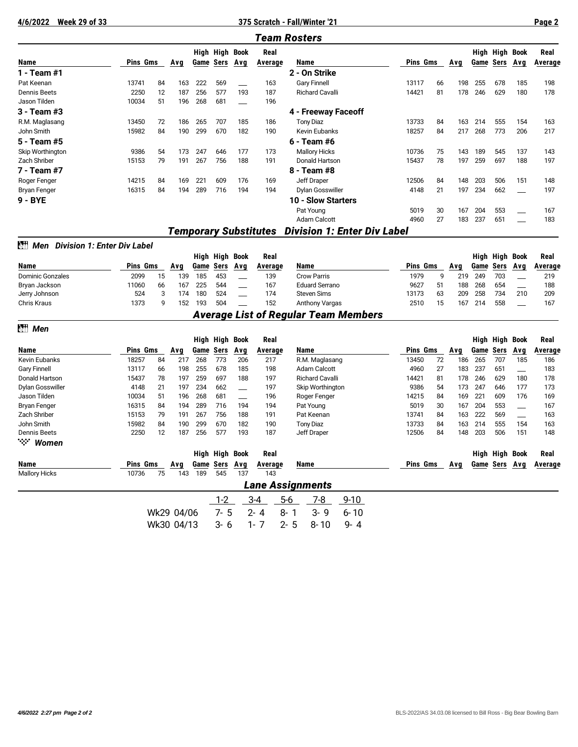## Team Rosters

| Name | Pins | Gms | Avg | High Game | High Sers | Book Avg | Real Average | Name | Pins | Gms | Avg | High Game | High Sers | Book Avg | Real Average |
|---|---|---|---|---|---|---|---|---|---|---|---|---|---|---|---|
| **1 - Team #1** | | | | | | | | **2 - On Strike** | | | | | | | |
| Pat Keenan | 13741 | 84 | 163 | 222 | 569 | ___ | 163 | Gary Finnell | 13117 | 66 | 198 | 255 | 678 | 185 | 198 |
| Dennis Beets | 2250 | 12 | 187 | 256 | 577 | 193 | 187 | Richard Cavalli | 14421 | 81 | 178 | 246 | 629 | 180 | 178 |
| Jason Tilden | 10034 | 51 | 196 | 268 | 681 | ___ | 196 | | | | | | | | |
| **3 - Team #3** | | | | | | | | **4 - Freeway Faceoff** | | | | | | | |
| R.M. Maglasang | 13450 | 72 | 186 | 265 | 707 | 185 | 186 | Tony Diaz | 13733 | 84 | 163 | 214 | 555 | 154 | 163 |
| John Smith | 15982 | 84 | 190 | 299 | 670 | 182 | 190 | Kevin Eubanks | 18257 | 84 | 217 | 268 | 773 | 206 | 217 |
| **5 - Team #5** | | | | | | | | **6 - Team #6** | | | | | | | |
| Skip Worthington | 9386 | 54 | 173 | 247 | 646 | 177 | 173 | Mallory Hicks | 10736 | 75 | 143 | 189 | 545 | 137 | 143 |
| Zach Shriber | 15153 | 79 | 191 | 267 | 756 | 188 | 191 | Donald Hartson | 15437 | 78 | 197 | 259 | 697 | 188 | 197 |
| **7 - Team #7** | | | | | | | | **8 - Team #8** | | | | | | | |
| Roger Fenger | 14215 | 84 | 169 | 221 | 609 | 176 | 169 | Jeff Draper | 12506 | 84 | 148 | 203 | 506 | 151 | 148 |
| Bryan Fenger | 16315 | 84 | 194 | 289 | 716 | 194 | 194 | Dylan Gosswiller | 4148 | 21 | 197 | 234 | 662 | ___ | 197 |
| **9 - BYE** | | | | | | | | **10 - Slow Starters** | | | | | | | |
| | | | | | | | | Pat Young | 5019 | 30 | 167 | 204 | 553 | ___ | 167 |
| | | | | | | | | Adam Calcott | 4960 | 27 | 183 | 237 | 651 | ___ | 183 |

## Temporary Substitutes Division 1: Enter Div Label

### Men Division 1: Enter Div Label

| Name | Pins | Gms | Avg | High Game | High Sers | Book Avg | Real Average | Name | Pins | Gms | Avg | High Game | High Sers | Book Avg | Real Average |
|---|---|---|---|---|---|---|---|---|---|---|---|---|---|---|---|
| Dominic Gonzales | 2099 | 15 | 139 | 185 | 453 | ___ | 139 | Crow Parris | 1979 | 9 | 219 | 249 | 703 | ___ | 219 |
| Bryan Jackson | 11060 | 66 | 167 | 225 | 544 | ___ | 167 | Eduard Serrano | 9627 | 51 | 188 | 268 | 654 | ___ | 188 |
| Jerry Johnson | 524 | 3 | 174 | 180 | 524 | ___ | 174 | Steven Sims | 13173 | 63 | 209 | 258 | 734 | 210 | 209 |
| Chris Kraus | 1373 | 9 | 152 | 193 | 504 | ___ | 152 | Anthony Vargas | 2510 | 15 | 167 | 214 | 558 | ___ | 167 |

## Average List of Regular Team Members

### Men

| Name | Pins | Gms | Avg | High Game | High Sers | Book Avg | Real Average | Name | Pins | Gms | Avg | High Game | High Sers | Book Avg | Real Average |
|---|---|---|---|---|---|---|---|---|---|---|---|---|---|---|---|
| Kevin Eubanks | 18257 | 84 | 217 | 268 | 773 | 206 | 217 | R.M. Maglasang | 13450 | 72 | 186 | 265 | 707 | 185 | 186 |
| Gary Finnell | 13117 | 66 | 198 | 255 | 678 | 185 | 198 | Adam Calcott | 4960 | 27 | 183 | 237 | 651 | ___ | 183 |
| Donald Hartson | 15437 | 78 | 197 | 259 | 697 | 188 | 197 | Richard Cavalli | 14421 | 81 | 178 | 246 | 629 | 180 | 178 |
| Dylan Gosswiller | 4148 | 21 | 197 | 234 | 662 | ___ | 197 | Skip Worthington | 9386 | 54 | 173 | 247 | 646 | 177 | 173 |
| Jason Tilden | 10034 | 51 | 196 | 268 | 681 | ___ | 196 | Roger Fenger | 14215 | 84 | 169 | 221 | 609 | 176 | 169 |
| Bryan Fenger | 16315 | 84 | 194 | 289 | 716 | 194 | 194 | Pat Young | 5019 | 30 | 167 | 204 | 553 | ___ | 167 |
| Zach Shriber | 15153 | 79 | 191 | 267 | 756 | 188 | 191 | Pat Keenan | 13741 | 84 | 163 | 222 | 569 | ___ | 163 |
| John Smith | 15982 | 84 | 190 | 299 | 670 | 182 | 190 | Tony Diaz | 13733 | 84 | 163 | 214 | 555 | 154 | 163 |
| Dennis Beets | 2250 | 12 | 187 | 256 | 577 | 193 | 187 | Jeff Draper | 12506 | 84 | 148 | 203 | 506 | 151 | 148 |

### Women

| Name | Pins | Gms | Avg | High Game | High Sers | Book Avg | Real Average | Name | Pins | Gms | Avg | High Game | High Sers | Book Avg | Real Average |
|---|---|---|---|---|---|---|---|---|---|---|---|---|---|---|---|
| Mallory Hicks | 10736 | 75 | 143 | 189 | 545 | 137 | 143 | | | | | | | | |

## Lane Assignments

| | 1-2 | 3-4 | 5-6 | 7-8 | 9-10 |
|---|---|---|---|---|---|
| Wk29 04/06 | 7- 5 | 2- 4 | 8- 1 | 3- 9 | 6- 10 |
| Wk30 04/13 | 3- 6 | 1- 7 | 2- 5 | 8- 10 | 9- 4 |